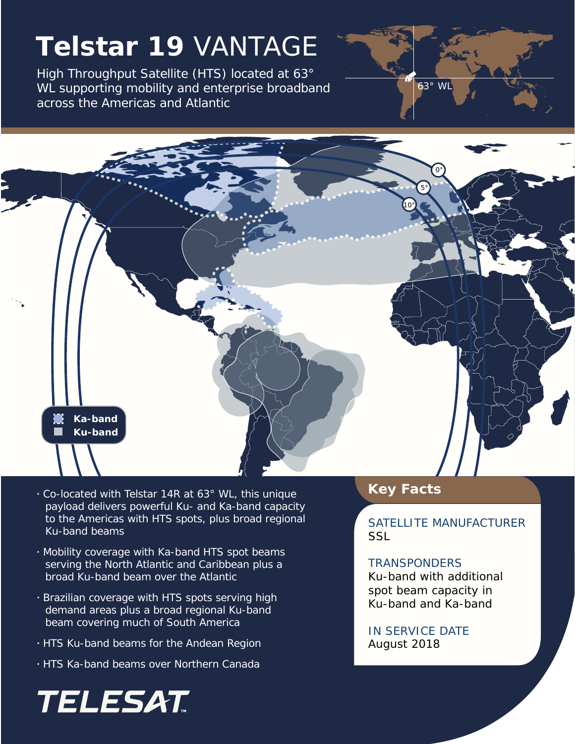# Telstar 19 VANTAGE

High Throughput Satellite (HTS) located at 63° WL supporting mobility and enterprise broadband across the Americas and Atlantic

63° WL

0°

5°

10°

Ka-band
Ku-band

- Co-located with Telstar 14R at 63° WL, this unique payload delivers powerful Ku- and Ka-band capacity to the Americas with HTS spots, plus broad regional Ku-band beams
- Mobility coverage with Ka-band HTS spot beams serving the North Atlantic and Caribbean plus a broad Ku-band beam over the Atlantic
- Brazilian coverage with HTS spots serving high demand areas plus a broad regional Ku-band beam covering much of South America
- HTS Ku-band beams for the Andean Region
- HTS Ka-band beams over Northern Canada

## Key Facts

SATELLITE MANUFACTURER
SSL

TRANSPONDERS
Ku-band with additional spot beam capacity in Ku-band and Ka-band

IN SERVICE DATE
August 2018

TELESAT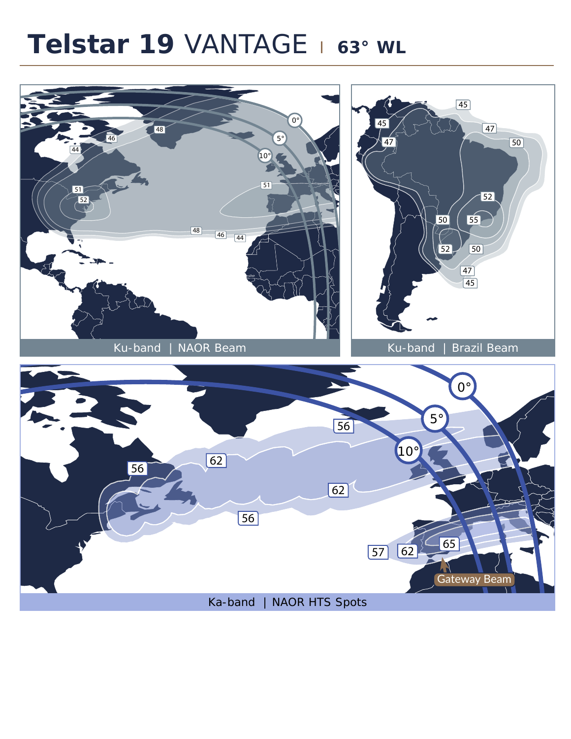# **Telstar 19** VANTAGE | **63° WL**

0°
5°
10°
44
46
48
51
52
51
48
46
44

Ku-band | NAOR Beam

45
45
47
47
50
52
50
55
52
50
47
45

Ku-band | Brazil Beam

0°
5°
10°
56
62
56
62
56
57
62
65
Gateway Beam

Ka-band | NAOR HTS Spots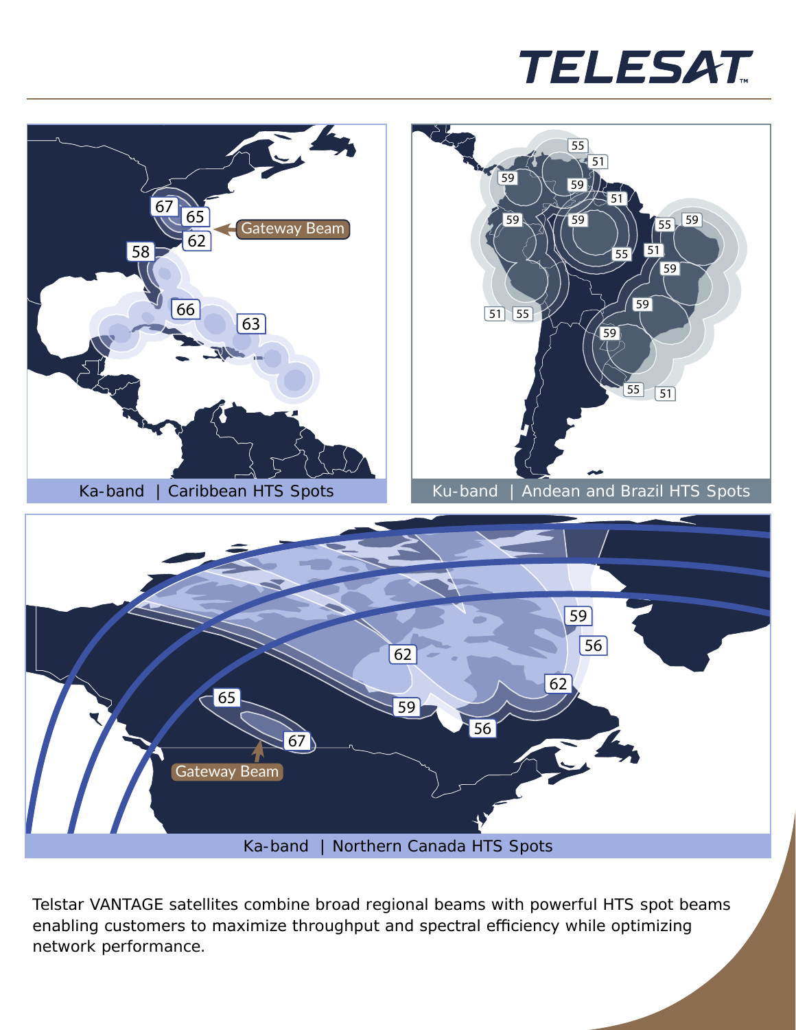TELESAT

Ka-band | Caribbean HTS Spots

Ku-band | Andean and Brazil HTS Spots

Ka-band | Northern Canada HTS Spots

Telstar VANTAGE satellites combine broad regional beams with powerful HTS spot beams enabling customers to maximize throughput and spectral efficiency while optimizing network performance.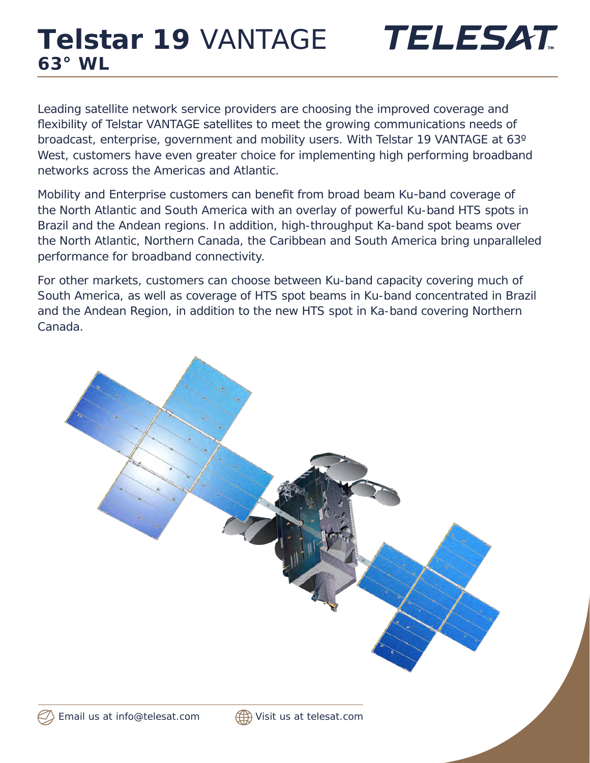# **Telstar 19** VANTAGE
## **63° WL**

TELESAT

Leading satellite network service providers are choosing the improved coverage and flexibility of Telstar VANTAGE satellites to meet the growing communications needs of broadcast, enterprise, government and mobility users. With Telstar 19 VANTAGE at 63º West, customers have even greater choice for implementing high performing broadband networks across the Americas and Atlantic.

Mobility and Enterprise customers can benefit from broad beam Ku-band coverage of the North Atlantic and South America with an overlay of powerful Ku-band HTS spots in Brazil and the Andean regions. In addition, high-throughput Ka-band spot beams over the North Atlantic, Northern Canada, the Caribbean and South America bring unparalleled performance for broadband connectivity.

For other markets, customers can choose between Ku-band capacity covering much of South America, as well as coverage of HTS spot beams in Ku-band concentrated in Brazil and the Andean Region, in addition to the new HTS spot in Ka-band covering Northern Canada.

Email us at info@telesat.com

Visit us at telesat.com